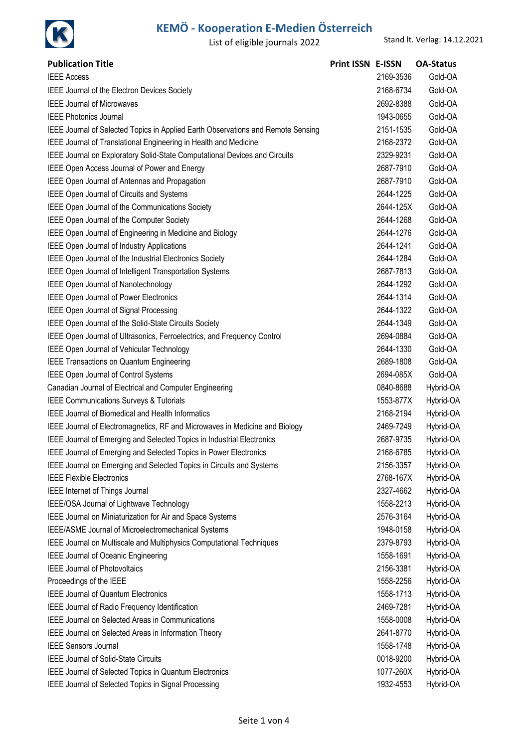# KEMÖ - Kooperation E-Medien Österreich

List of eligible journals 2022

Stand lt. Verlag: 14.12.2021

| Publication Title | Print ISSN | E-ISSN | OA-Status |
|---|---|---|---|
| IEEE Access | | 2169-3536 | Gold-OA |
| IEEE Journal of the Electron Devices Society | | 2168-6734 | Gold-OA |
| IEEE Journal of Microwaves | | 2692-8388 | Gold-OA |
| IEEE Photonics Journal | | 1943-0655 | Gold-OA |
| IEEE Journal of Selected Topics in Applied Earth Observations and Remote Sensing | | 2151-1535 | Gold-OA |
| IEEE Journal of Translational Engineering in Health and Medicine | | 2168-2372 | Gold-OA |
| IEEE Journal on Exploratory Solid-State Computational Devices and Circuits | | 2329-9231 | Gold-OA |
| IEEE Open Access Journal of Power and Energy | | 2687-7910 | Gold-OA |
| IEEE Open Journal of Antennas and Propagation | | 2687-7910 | Gold-OA |
| IEEE Open Journal of Circuits and Systems | | 2644-1225 | Gold-OA |
| IEEE Open Journal of the Communications Society | | 2644-125X | Gold-OA |
| IEEE Open Journal of the Computer Society | | 2644-1268 | Gold-OA |
| IEEE Open Journal of Engineering in Medicine and Biology | | 2644-1276 | Gold-OA |
| IEEE Open Journal of Industry Applications | | 2644-1241 | Gold-OA |
| IEEE Open Journal of the Industrial Electronics Society | | 2644-1284 | Gold-OA |
| IEEE Open Journal of Intelligent Transportation Systems | | 2687-7813 | Gold-OA |
| IEEE Open Journal of Nanotechnology | | 2644-1292 | Gold-OA |
| IEEE Open Journal of Power Electronics | | 2644-1314 | Gold-OA |
| IEEE Open Journal of Signal Processing | | 2644-1322 | Gold-OA |
| IEEE Open Journal of the Solid-State Circuits Society | | 2644-1349 | Gold-OA |
| IEEE Open Journal of Ultrasonics, Ferroelectrics, and Frequency Control | | 2694-0884 | Gold-OA |
| IEEE Open Journal of Vehicular Technology | | 2644-1330 | Gold-OA |
| IEEE Transactions on Quantum Engineering | | 2689-1808 | Gold-OA |
| IEEE Open Journal of Control Systems | | 2694-085X | Gold-OA |
| Canadian Journal of Electrical and Computer Engineering | | 0840-8688 | Hybrid-OA |
| IEEE Communications Surveys & Tutorials | | 1553-877X | Hybrid-OA |
| IEEE Journal of Biomedical and Health Informatics | | 2168-2194 | Hybrid-OA |
| IEEE Journal of Electromagnetics, RF and Microwaves in Medicine and Biology | | 2469-7249 | Hybrid-OA |
| IEEE Journal of Emerging and Selected Topics in Industrial Electronics | | 2687-9735 | Hybrid-OA |
| IEEE Journal of Emerging and Selected Topics in Power Electronics | | 2168-6785 | Hybrid-OA |
| IEEE Journal on Emerging and Selected Topics in Circuits and Systems | | 2156-3357 | Hybrid-OA |
| IEEE Flexible Electronics | | 2768-167X | Hybrid-OA |
| IEEE Internet of Things Journal | | 2327-4662 | Hybrid-OA |
| IEEE/OSA Journal of Lightwave Technology | | 1558-2213 | Hybrid-OA |
| IEEE Journal on Miniaturization for Air and Space Systems | | 2576-3164 | Hybrid-OA |
| IEEE/ASME Journal of Microelectromechanical Systems | | 1948-0158 | Hybrid-OA |
| IEEE Journal on Multiscale and Multiphysics Computational Techniques | | 2379-8793 | Hybrid-OA |
| IEEE Journal of Oceanic Engineering | | 1558-1691 | Hybrid-OA |
| IEEE Journal of Photovoltaics | | 2156-3381 | Hybrid-OA |
| Proceedings of the IEEE | | 1558-2256 | Hybrid-OA |
| IEEE Journal of Quantum Electronics | | 1558-1713 | Hybrid-OA |
| IEEE Journal of Radio Frequency Identification | | 2469-7281 | Hybrid-OA |
| IEEE Journal on Selected Areas in Communications | | 1558-0008 | Hybrid-OA |
| IEEE Journal on Selected Areas in Information Theory | | 2641-8770 | Hybrid-OA |
| IEEE Sensors Journal | | 1558-1748 | Hybrid-OA |
| IEEE Journal of Solid-State Circuits | | 0018-9200 | Hybrid-OA |
| IEEE Journal of Selected Topics in Quantum Electronics | | 1077-260X | Hybrid-OA |
| IEEE Journal of Selected Topics in Signal Processing | | 1932-4553 | Hybrid-OA |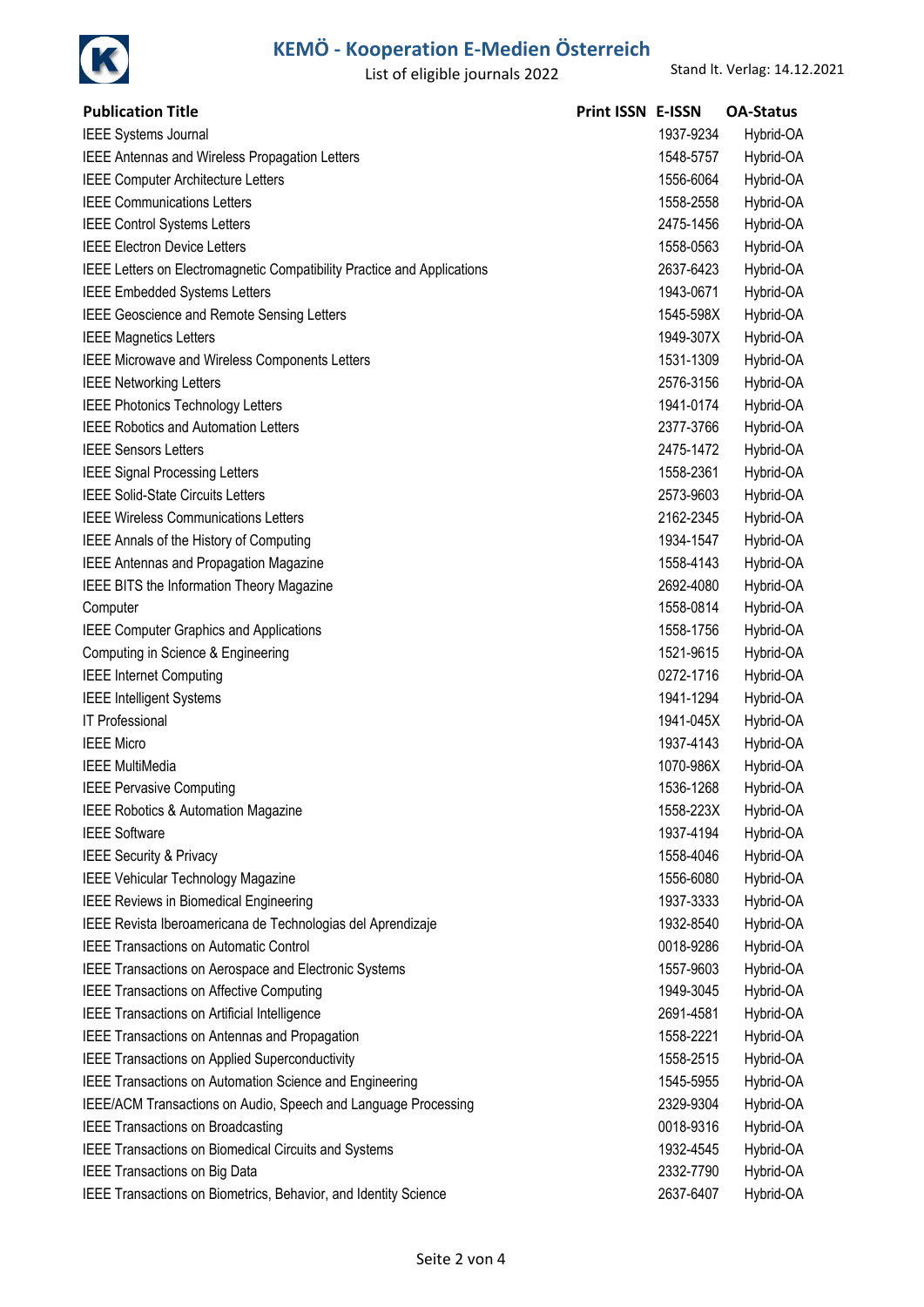| Publication Title | Print ISSN | E-ISSN | OA-Status |
|---|---|---|---|
| IEEE Systems Journal | | 1937-9234 | Hybrid-OA |
| IEEE Antennas and Wireless Propagation Letters | | 1548-5757 | Hybrid-OA |
| IEEE Computer Architecture Letters | | 1556-6064 | Hybrid-OA |
| IEEE Communications Letters | | 1558-2558 | Hybrid-OA |
| IEEE Control Systems Letters | | 2475-1456 | Hybrid-OA |
| IEEE Electron Device Letters | | 1558-0563 | Hybrid-OA |
| IEEE Letters on Electromagnetic Compatibility Practice and Applications | | 2637-6423 | Hybrid-OA |
| IEEE Embedded Systems Letters | | 1943-0671 | Hybrid-OA |
| IEEE Geoscience and Remote Sensing Letters | | 1545-598X | Hybrid-OA |
| IEEE Magnetics Letters | | 1949-307X | Hybrid-OA |
| IEEE Microwave and Wireless Components Letters | | 1531-1309 | Hybrid-OA |
| IEEE Networking Letters | | 2576-3156 | Hybrid-OA |
| IEEE Photonics Technology Letters | | 1941-0174 | Hybrid-OA |
| IEEE Robotics and Automation Letters | | 2377-3766 | Hybrid-OA |
| IEEE Sensors Letters | | 2475-1472 | Hybrid-OA |
| IEEE Signal Processing Letters | | 1558-2361 | Hybrid-OA |
| IEEE Solid-State Circuits Letters | | 2573-9603 | Hybrid-OA |
| IEEE Wireless Communications Letters | | 2162-2345 | Hybrid-OA |
| IEEE Annals of the History of Computing | | 1934-1547 | Hybrid-OA |
| IEEE Antennas and Propagation Magazine | | 1558-4143 | Hybrid-OA |
| IEEE BITS the Information Theory Magazine | | 2692-4080 | Hybrid-OA |
| Computer | | 1558-0814 | Hybrid-OA |
| IEEE Computer Graphics and Applications | | 1558-1756 | Hybrid-OA |
| Computing in Science & Engineering | | 1521-9615 | Hybrid-OA |
| IEEE Internet Computing | | 0272-1716 | Hybrid-OA |
| IEEE Intelligent Systems | | 1941-1294 | Hybrid-OA |
| IT Professional | | 1941-045X | Hybrid-OA |
| IEEE Micro | | 1937-4143 | Hybrid-OA |
| IEEE MultiMedia | | 1070-986X | Hybrid-OA |
| IEEE Pervasive Computing | | 1536-1268 | Hybrid-OA |
| IEEE Robotics & Automation Magazine | | 1558-223X | Hybrid-OA |
| IEEE Software | | 1937-4194 | Hybrid-OA |
| IEEE Security & Privacy | | 1558-4046 | Hybrid-OA |
| IEEE Vehicular Technology Magazine | | 1556-6080 | Hybrid-OA |
| IEEE Reviews in Biomedical Engineering | | 1937-3333 | Hybrid-OA |
| IEEE Revista Iberoamericana de Technologias del Aprendizaje | | 1932-8540 | Hybrid-OA |
| IEEE Transactions on Automatic Control | | 0018-9286 | Hybrid-OA |
| IEEE Transactions on Aerospace and Electronic Systems | | 1557-9603 | Hybrid-OA |
| IEEE Transactions on Affective Computing | | 1949-3045 | Hybrid-OA |
| IEEE Transactions on Artificial Intelligence | | 2691-4581 | Hybrid-OA |
| IEEE Transactions on Antennas and Propagation | | 1558-2221 | Hybrid-OA |
| IEEE Transactions on Applied Superconductivity | | 1558-2515 | Hybrid-OA |
| IEEE Transactions on Automation Science and Engineering | | 1545-5955 | Hybrid-OA |
| IEEE/ACM Transactions on Audio, Speech and Language Processing | | 2329-9304 | Hybrid-OA |
| IEEE Transactions on Broadcasting | | 0018-9316 | Hybrid-OA |
| IEEE Transactions on Biomedical Circuits and Systems | | 1932-4545 | Hybrid-OA |
| IEEE Transactions on Big Data | | 2332-7790 | Hybrid-OA |
| IEEE Transactions on Biometrics, Behavior, and Identity Science | | 2637-6407 | Hybrid-OA |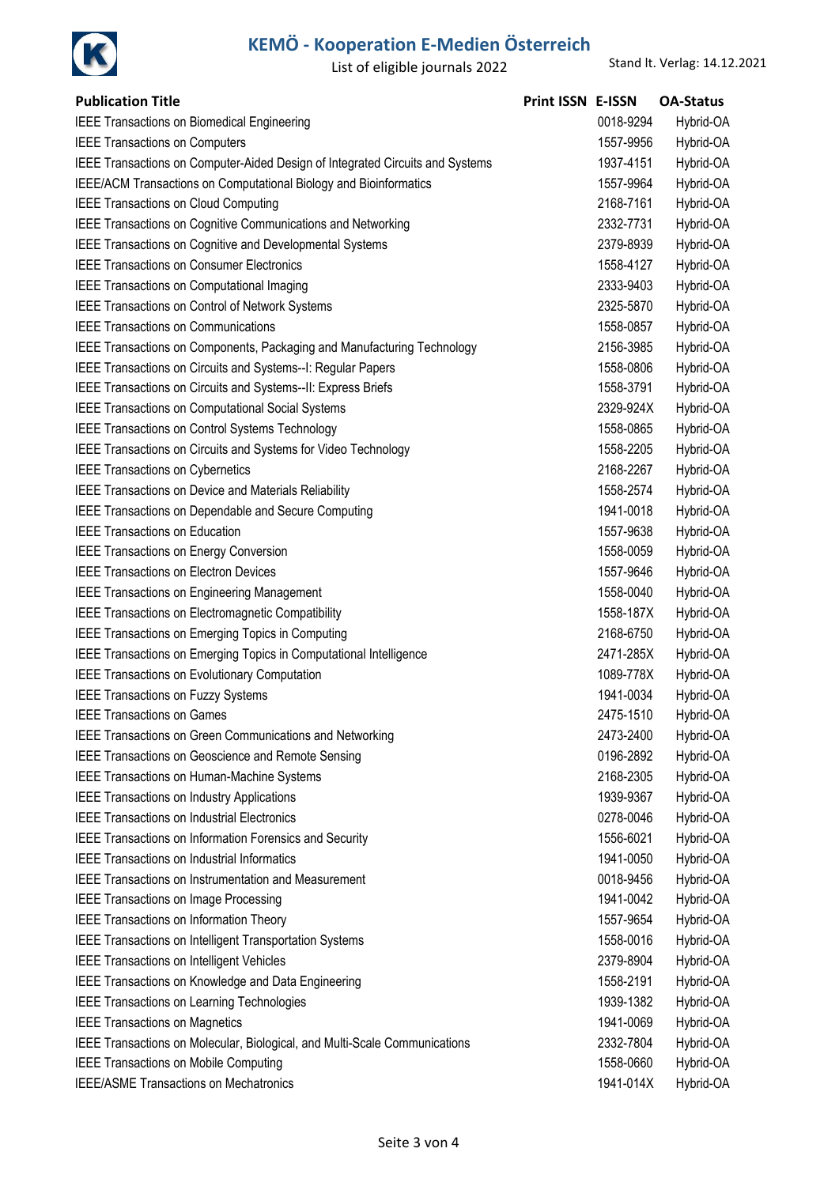| Publication Title | Print ISSN | E-ISSN | OA-Status |
| --- | --- | --- | --- |
| IEEE Transactions on Biomedical Engineering | | 0018-9294 | Hybrid-OA |
| IEEE Transactions on Computers | | 1557-9956 | Hybrid-OA |
| IEEE Transactions on Computer-Aided Design of Integrated Circuits and Systems | | 1937-4151 | Hybrid-OA |
| IEEE/ACM Transactions on Computational Biology and Bioinformatics | | 1557-9964 | Hybrid-OA |
| IEEE Transactions on Cloud Computing | | 2168-7161 | Hybrid-OA |
| IEEE Transactions on Cognitive Communications and Networking | | 2332-7731 | Hybrid-OA |
| IEEE Transactions on Cognitive and Developmental Systems | | 2379-8939 | Hybrid-OA |
| IEEE Transactions on Consumer Electronics | | 1558-4127 | Hybrid-OA |
| IEEE Transactions on Computational Imaging | | 2333-9403 | Hybrid-OA |
| IEEE Transactions on Control of Network Systems | | 2325-5870 | Hybrid-OA |
| IEEE Transactions on Communications | | 1558-0857 | Hybrid-OA |
| IEEE Transactions on Components, Packaging and Manufacturing Technology | | 2156-3985 | Hybrid-OA |
| IEEE Transactions on Circuits and Systems--I: Regular Papers | | 1558-0806 | Hybrid-OA |
| IEEE Transactions on Circuits and Systems--II: Express Briefs | | 1558-3791 | Hybrid-OA |
| IEEE Transactions on Computational Social Systems | | 2329-924X | Hybrid-OA |
| IEEE Transactions on Control Systems Technology | | 1558-0865 | Hybrid-OA |
| IEEE Transactions on Circuits and Systems for Video Technology | | 1558-2205 | Hybrid-OA |
| IEEE Transactions on Cybernetics | | 2168-2267 | Hybrid-OA |
| IEEE Transactions on Device and Materials Reliability | | 1558-2574 | Hybrid-OA |
| IEEE Transactions on Dependable and Secure Computing | | 1941-0018 | Hybrid-OA |
| IEEE Transactions on Education | | 1557-9638 | Hybrid-OA |
| IEEE Transactions on Energy Conversion | | 1558-0059 | Hybrid-OA |
| IEEE Transactions on Electron Devices | | 1557-9646 | Hybrid-OA |
| IEEE Transactions on Engineering Management | | 1558-0040 | Hybrid-OA |
| IEEE Transactions on Electromagnetic Compatibility | | 1558-187X | Hybrid-OA |
| IEEE Transactions on Emerging Topics in Computing | | 2168-6750 | Hybrid-OA |
| IEEE Transactions on Emerging Topics in Computational Intelligence | | 2471-285X | Hybrid-OA |
| IEEE Transactions on Evolutionary Computation | | 1089-778X | Hybrid-OA |
| IEEE Transactions on Fuzzy Systems | | 1941-0034 | Hybrid-OA |
| IEEE Transactions on Games | | 2475-1510 | Hybrid-OA |
| IEEE Transactions on Green Communications and Networking | | 2473-2400 | Hybrid-OA |
| IEEE Transactions on Geoscience and Remote Sensing | | 0196-2892 | Hybrid-OA |
| IEEE Transactions on Human-Machine Systems | | 2168-2305 | Hybrid-OA |
| IEEE Transactions on Industry Applications | | 1939-9367 | Hybrid-OA |
| IEEE Transactions on Industrial Electronics | | 0278-0046 | Hybrid-OA |
| IEEE Transactions on Information Forensics and Security | | 1556-6021 | Hybrid-OA |
| IEEE Transactions on Industrial Informatics | | 1941-0050 | Hybrid-OA |
| IEEE Transactions on Instrumentation and Measurement | | 0018-9456 | Hybrid-OA |
| IEEE Transactions on Image Processing | | 1941-0042 | Hybrid-OA |
| IEEE Transactions on Information Theory | | 1557-9654 | Hybrid-OA |
| IEEE Transactions on Intelligent Transportation Systems | | 1558-0016 | Hybrid-OA |
| IEEE Transactions on Intelligent Vehicles | | 2379-8904 | Hybrid-OA |
| IEEE Transactions on Knowledge and Data Engineering | | 1558-2191 | Hybrid-OA |
| IEEE Transactions on Learning Technologies | | 1939-1382 | Hybrid-OA |
| IEEE Transactions on Magnetics | | 1941-0069 | Hybrid-OA |
| IEEE Transactions on Molecular, Biological, and Multi-Scale Communications | | 2332-7804 | Hybrid-OA |
| IEEE Transactions on Mobile Computing | | 1558-0660 | Hybrid-OA |
| IEEE/ASME Transactions on Mechatronics | | 1941-014X | Hybrid-OA |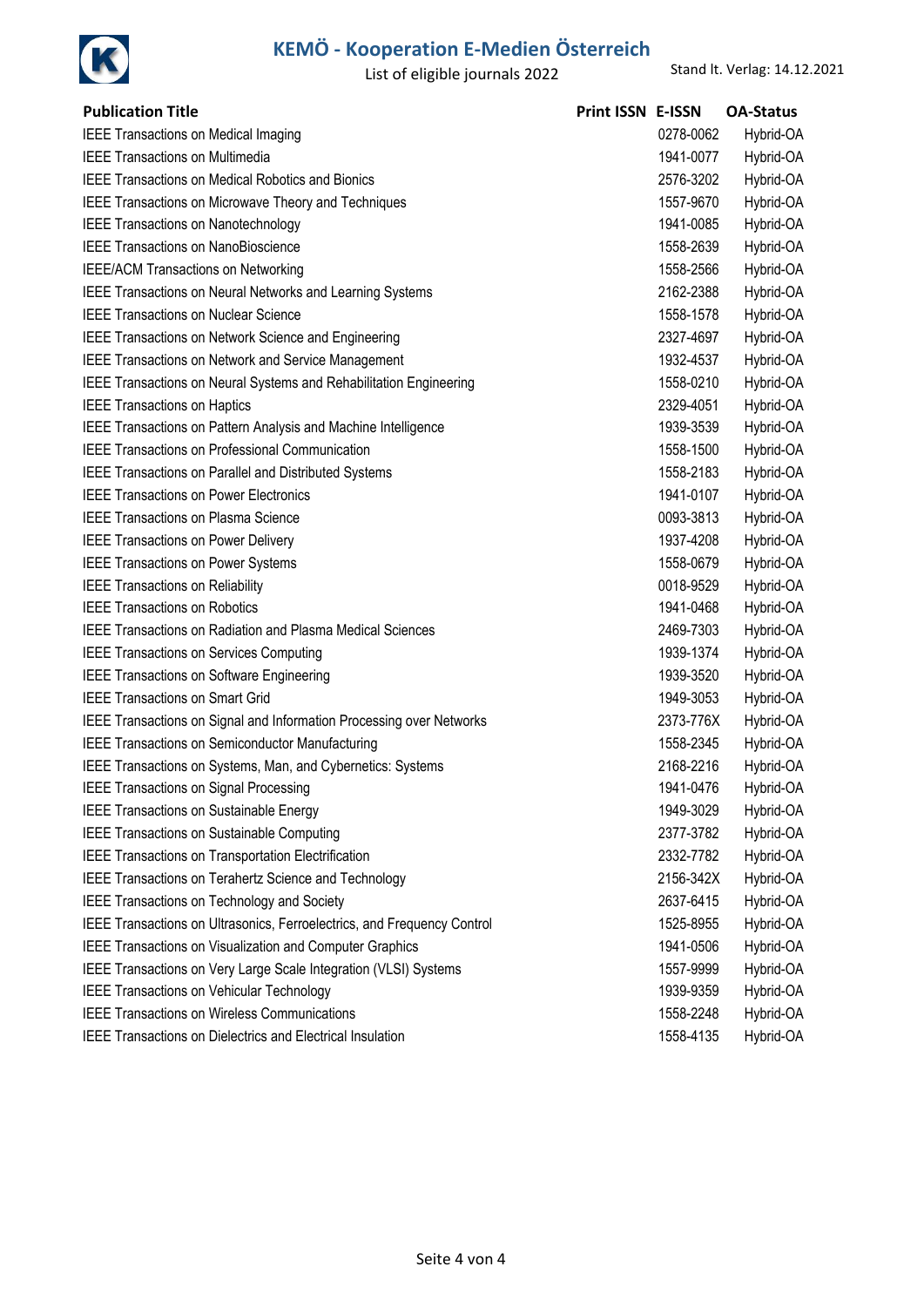# KEMÖ - Kooperation E-Medien Österreich

List of eligible journals 2022

Stand lt. Verlag: 14.12.2021

| Publication Title | Print ISSN | E-ISSN | OA-Status |
| --- | --- | --- | --- |
| IEEE Transactions on Medical Imaging | | 0278-0062 | Hybrid-OA |
| IEEE Transactions on Multimedia | | 1941-0077 | Hybrid-OA |
| IEEE Transactions on Medical Robotics and Bionics | | 2576-3202 | Hybrid-OA |
| IEEE Transactions on Microwave Theory and Techniques | | 1557-9670 | Hybrid-OA |
| IEEE Transactions on Nanotechnology | | 1941-0085 | Hybrid-OA |
| IEEE Transactions on NanoBioscience | | 1558-2639 | Hybrid-OA |
| IEEE/ACM Transactions on Networking | | 1558-2566 | Hybrid-OA |
| IEEE Transactions on Neural Networks and Learning Systems | | 2162-2388 | Hybrid-OA |
| IEEE Transactions on Nuclear Science | | 1558-1578 | Hybrid-OA |
| IEEE Transactions on Network Science and Engineering | | 2327-4697 | Hybrid-OA |
| IEEE Transactions on Network and Service Management | | 1932-4537 | Hybrid-OA |
| IEEE Transactions on Neural Systems and Rehabilitation Engineering | | 1558-0210 | Hybrid-OA |
| IEEE Transactions on Haptics | | 2329-4051 | Hybrid-OA |
| IEEE Transactions on Pattern Analysis and Machine Intelligence | | 1939-3539 | Hybrid-OA |
| IEEE Transactions on Professional Communication | | 1558-1500 | Hybrid-OA |
| IEEE Transactions on Parallel and Distributed Systems | | 1558-2183 | Hybrid-OA |
| IEEE Transactions on Power Electronics | | 1941-0107 | Hybrid-OA |
| IEEE Transactions on Plasma Science | | 0093-3813 | Hybrid-OA |
| IEEE Transactions on Power Delivery | | 1937-4208 | Hybrid-OA |
| IEEE Transactions on Power Systems | | 1558-0679 | Hybrid-OA |
| IEEE Transactions on Reliability | | 0018-9529 | Hybrid-OA |
| IEEE Transactions on Robotics | | 1941-0468 | Hybrid-OA |
| IEEE Transactions on Radiation and Plasma Medical Sciences | | 2469-7303 | Hybrid-OA |
| IEEE Transactions on Services Computing | | 1939-1374 | Hybrid-OA |
| IEEE Transactions on Software Engineering | | 1939-3520 | Hybrid-OA |
| IEEE Transactions on Smart Grid | | 1949-3053 | Hybrid-OA |
| IEEE Transactions on Signal and Information Processing over Networks | | 2373-776X | Hybrid-OA |
| IEEE Transactions on Semiconductor Manufacturing | | 1558-2345 | Hybrid-OA |
| IEEE Transactions on Systems, Man, and Cybernetics: Systems | | 2168-2216 | Hybrid-OA |
| IEEE Transactions on Signal Processing | | 1941-0476 | Hybrid-OA |
| IEEE Transactions on Sustainable Energy | | 1949-3029 | Hybrid-OA |
| IEEE Transactions on Sustainable Computing | | 2377-3782 | Hybrid-OA |
| IEEE Transactions on Transportation Electrification | | 2332-7782 | Hybrid-OA |
| IEEE Transactions on Terahertz Science and Technology | | 2156-342X | Hybrid-OA |
| IEEE Transactions on Technology and Society | | 2637-6415 | Hybrid-OA |
| IEEE Transactions on Ultrasonics, Ferroelectrics, and Frequency Control | | 1525-8955 | Hybrid-OA |
| IEEE Transactions on Visualization and Computer Graphics | | 1941-0506 | Hybrid-OA |
| IEEE Transactions on Very Large Scale Integration (VLSI) Systems | | 1557-9999 | Hybrid-OA |
| IEEE Transactions on Vehicular Technology | | 1939-9359 | Hybrid-OA |
| IEEE Transactions on Wireless Communications | | 1558-2248 | Hybrid-OA |
| IEEE Transactions on Dielectrics and Electrical Insulation | | 1558-4135 | Hybrid-OA |